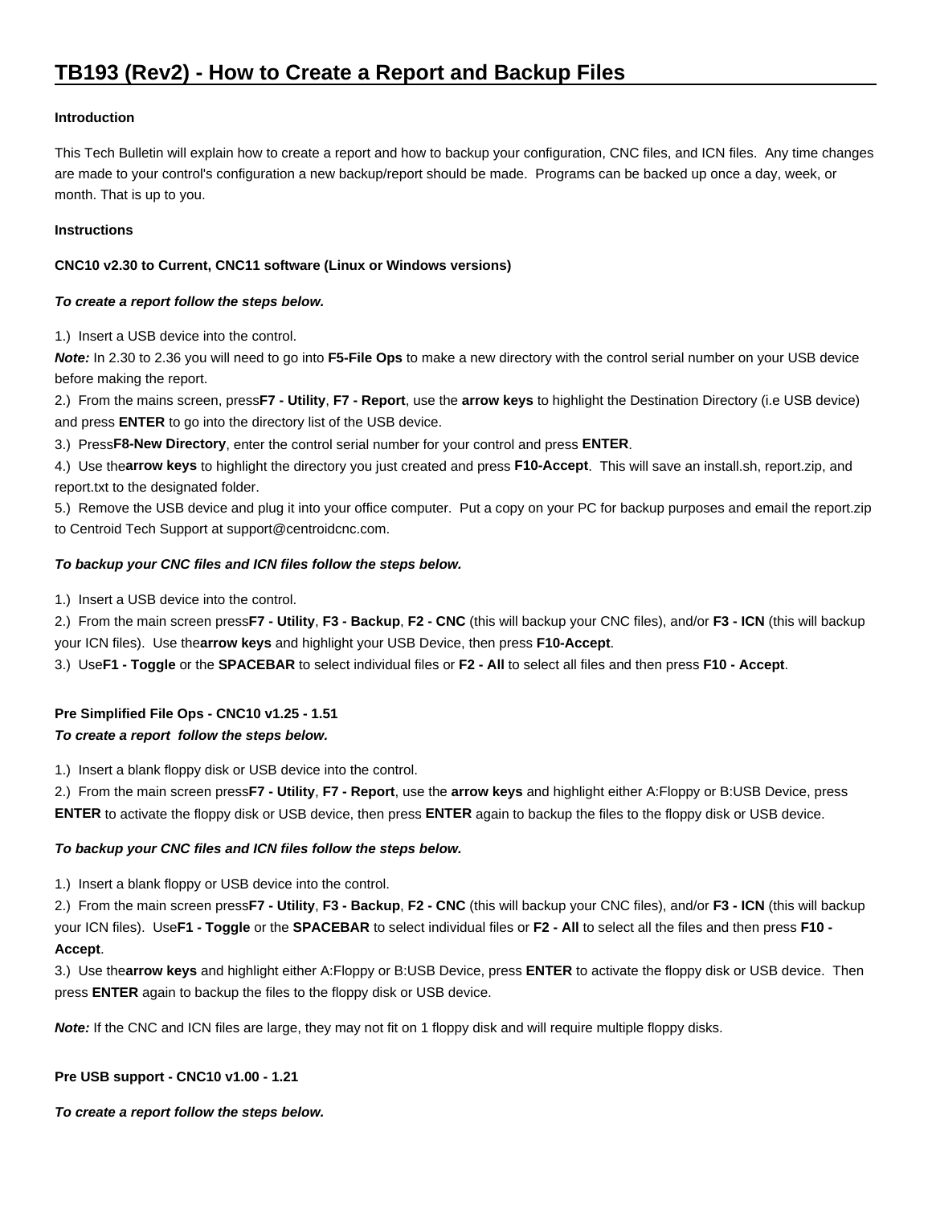# TB193 (Rev2) - How to Create a Report and Backup Files

**Introduction**

This Tech Bulletin will explain how to create a report and how to backup your configuration, CNC files, and ICN files. Any time changes are made to your control's configuration a new backup/report should be made. Programs can be backed up once a day, week, or month. That is up to you.

**Instructions**

**CNC10 v2.30 to Current, CNC11 software (Linux or Windows versions)**

***To create a report follow the steps below.***

1.) Insert a USB device into the control.
***Note:*** In 2.30 to 2.36 you will need to go into **F5-File Ops** to make a new directory with the control serial number on your USB device before making the report.
2.) From the mains screen, press**F7 - Utility**, **F7 - Report**, use the **arrow keys** to highlight the Destination Directory (i.e USB device) and press **ENTER** to go into the directory list of the USB device.
3.) Press**F8-New Directory**, enter the control serial number for your control and press **ENTER**.
4.) Use the**arrow keys** to highlight the directory you just created and press **F10-Accept**. This will save an install.sh, report.zip, and report.txt to the designated folder.
5.) Remove the USB device and plug it into your office computer. Put a copy on your PC for backup purposes and email the report.zip to Centroid Tech Support at support@centroidcnc.com.

***To backup your CNC files and ICN files follow the steps below.***

1.) Insert a USB device into the control.
2.) From the main screen press**F7 - Utility**, **F3 - Backup**, **F2 - CNC** (this will backup your CNC files), and/or **F3 - ICN** (this will backup your ICN files). Use the**arrow keys** and highlight your USB Device, then press **F10-Accept**.
3.) Use**F1 - Toggle** or the **SPACEBAR** to select individual files or **F2 - All** to select all files and then press **F10 - Accept**.

**Pre Simplified File Ops - CNC10 v1.25 - 1.51**
***To create a report follow the steps below.***

1.) Insert a blank floppy disk or USB device into the control.
2.) From the main screen press**F7 - Utility**, **F7 - Report**, use the **arrow keys** and highlight either A:Floppy or B:USB Device, press **ENTER** to activate the floppy disk or USB device, then press **ENTER** again to backup the files to the floppy disk or USB device.

***To backup your CNC files and ICN files follow the steps below.***

1.) Insert a blank floppy or USB device into the control.
2.) From the main screen press**F7 - Utility**, **F3 - Backup**, **F2 - CNC** (this will backup your CNC files), and/or **F3 - ICN** (this will backup your ICN files). Use**F1 - Toggle** or the **SPACEBAR** to select individual files or **F2 - All** to select all the files and then press **F10 - Accept**.
3.) Use the**arrow keys** and highlight either A:Floppy or B:USB Device, press **ENTER** to activate the floppy disk or USB device. Then press **ENTER** again to backup the files to the floppy disk or USB device.

***Note:*** If the CNC and ICN files are large, they may not fit on 1 floppy disk and will require multiple floppy disks.

**Pre USB support - CNC10 v1.00 - 1.21**

***To create a report follow the steps below.***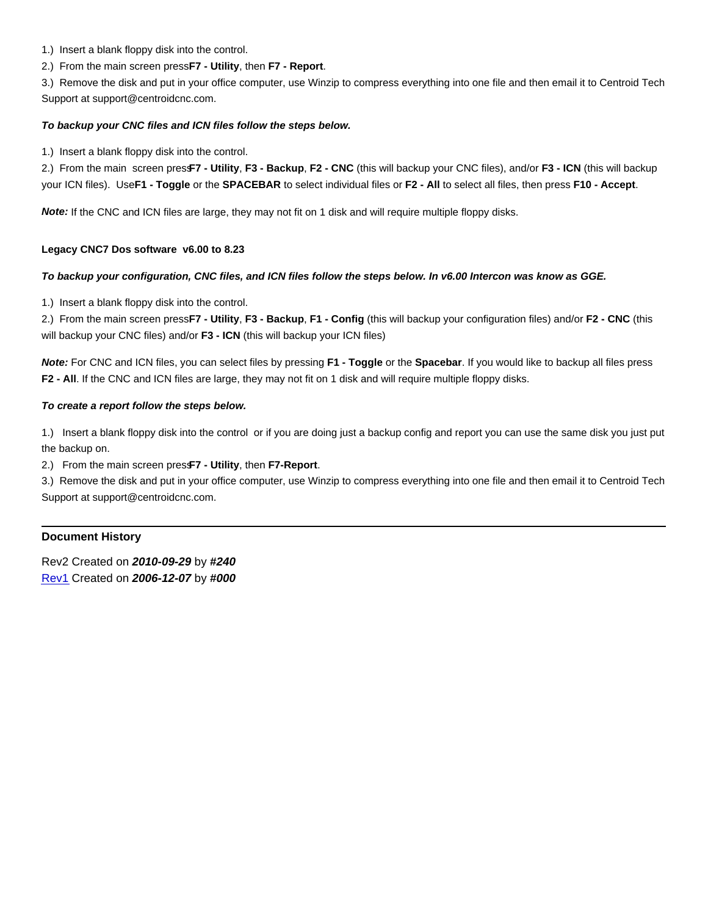1.) Insert a blank floppy disk into the control.

2.) From the main screen press **F7 - Utility**, then **F7 - Report**.

3.) Remove the disk and put in your office computer, use Winzip to compress everything into one file and then email it to Centroid Tech Support at support@centroidcnc.com.

***To backup your CNC files and ICN files follow the steps below.***

1.) Insert a blank floppy disk into the control.

2.) From the main screen press **F7 - Utility**, **F3 - Backup**, **F2 - CNC** (this will backup your CNC files), and/or **F3 - ICN** (this will backup your ICN files). Use **F1 - Toggle** or the **SPACEBAR** to select individual files or **F2 - All** to select all files, then press **F10 - Accept**.

***Note:*** If the CNC and ICN files are large, they may not fit on 1 disk and will require multiple floppy disks.

**Legacy CNC7 Dos software v6.00 to 8.23**

***To backup your configuration, CNC files, and ICN files follow the steps below. In v6.00 Intercon was know as GGE.***

1.) Insert a blank floppy disk into the control.

2.) From the main screen press **F7 - Utility**, **F3 - Backup**, **F1 - Config** (this will backup your configuration files) and/or **F2 - CNC** (this will backup your CNC files) and/or **F3 - ICN** (this will backup your ICN files)

***Note:*** For CNC and ICN files, you can select files by pressing **F1 - Toggle** or the **Spacebar**. If you would like to backup all files press **F2 - All**. If the CNC and ICN files are large, they may not fit on 1 disk and will require multiple floppy disks.

***To create a report follow the steps below.***

1.) Insert a blank floppy disk into the control or if you are doing just a backup config and report you can use the same disk you just put the backup on.

2.) From the main screen press **F7 - Utility**, then **F7-Report**.

3.) Remove the disk and put in your office computer, use Winzip to compress everything into one file and then email it to Centroid Tech Support at support@centroidcnc.com.

---

**Document History**

Rev2 Created on ***2010-09-29*** by ***#240***
Rev1 Created on ***2006-12-07*** by ***#000***